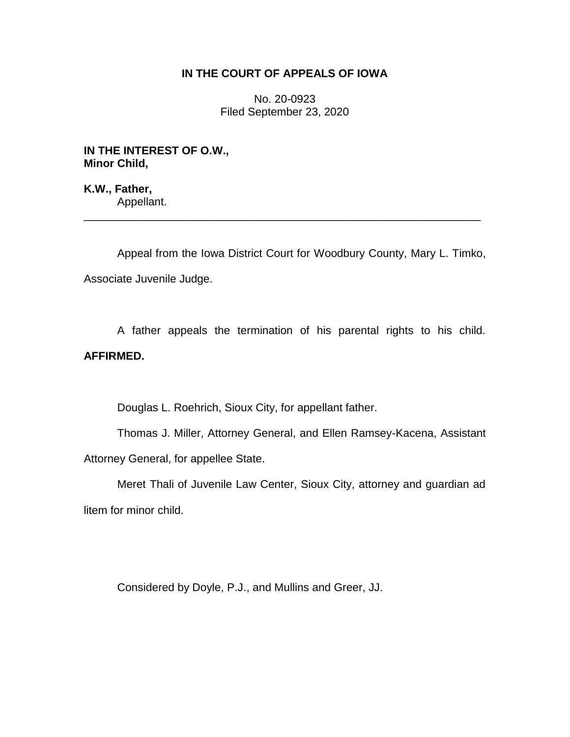# IN THE COURT OF APPEALS OF IOWA

No. 20-0923
Filed September 23, 2020

**IN THE INTEREST OF O.W., Minor Child,**

**K.W., Father,**
Appellant.

---

Appeal from the Iowa District Court for Woodbury County, Mary L. Timko, Associate Juvenile Judge.

A father appeals the termination of his parental rights to his child. **AFFIRMED.**

Douglas L. Roehrich, Sioux City, for appellant father.

Thomas J. Miller, Attorney General, and Ellen Ramsey-Kacena, Assistant Attorney General, for appellee State.

Meret Thali of Juvenile Law Center, Sioux City, attorney and guardian ad litem for minor child.

Considered by Doyle, P.J., and Mullins and Greer, JJ.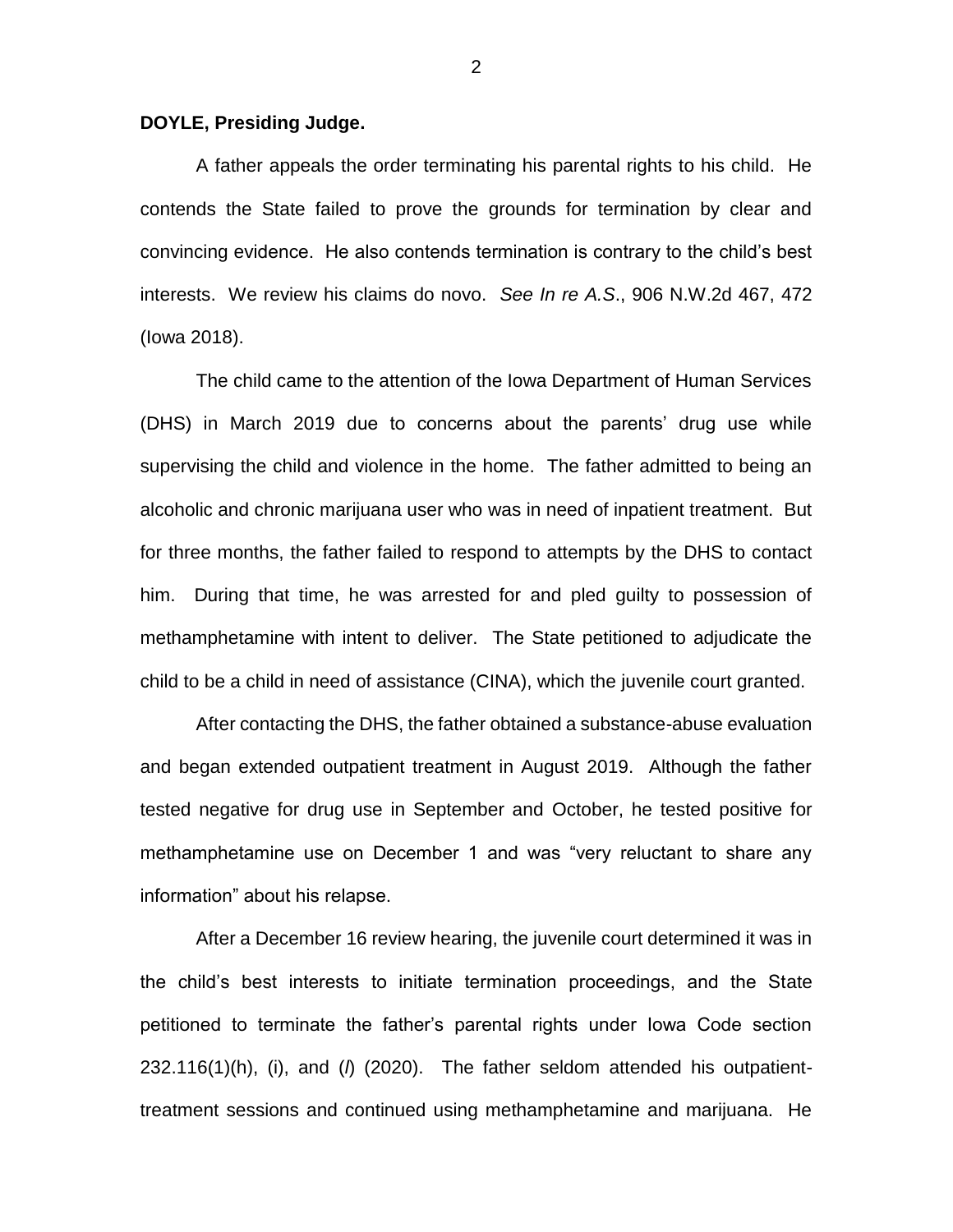**DOYLE, Presiding Judge.**

A father appeals the order terminating his parental rights to his child. He contends the State failed to prove the grounds for termination by clear and convincing evidence. He also contends termination is contrary to the child's best interests. We review his claims do novo. *See In re A.S*., 906 N.W.2d 467, 472 (Iowa 2018).

The child came to the attention of the Iowa Department of Human Services (DHS) in March 2019 due to concerns about the parents' drug use while supervising the child and violence in the home. The father admitted to being an alcoholic and chronic marijuana user who was in need of inpatient treatment. But for three months, the father failed to respond to attempts by the DHS to contact him. During that time, he was arrested for and pled guilty to possession of methamphetamine with intent to deliver. The State petitioned to adjudicate the child to be a child in need of assistance (CINA), which the juvenile court granted.

After contacting the DHS, the father obtained a substance-abuse evaluation and began extended outpatient treatment in August 2019. Although the father tested negative for drug use in September and October, he tested positive for methamphetamine use on December 1 and was "very reluctant to share any information" about his relapse.

After a December 16 review hearing, the juvenile court determined it was in the child's best interests to initiate termination proceedings, and the State petitioned to terminate the father's parental rights under Iowa Code section 232.116(1)(h), (i), and (*l*) (2020). The father seldom attended his outpatient-treatment sessions and continued using methamphetamine and marijuana. He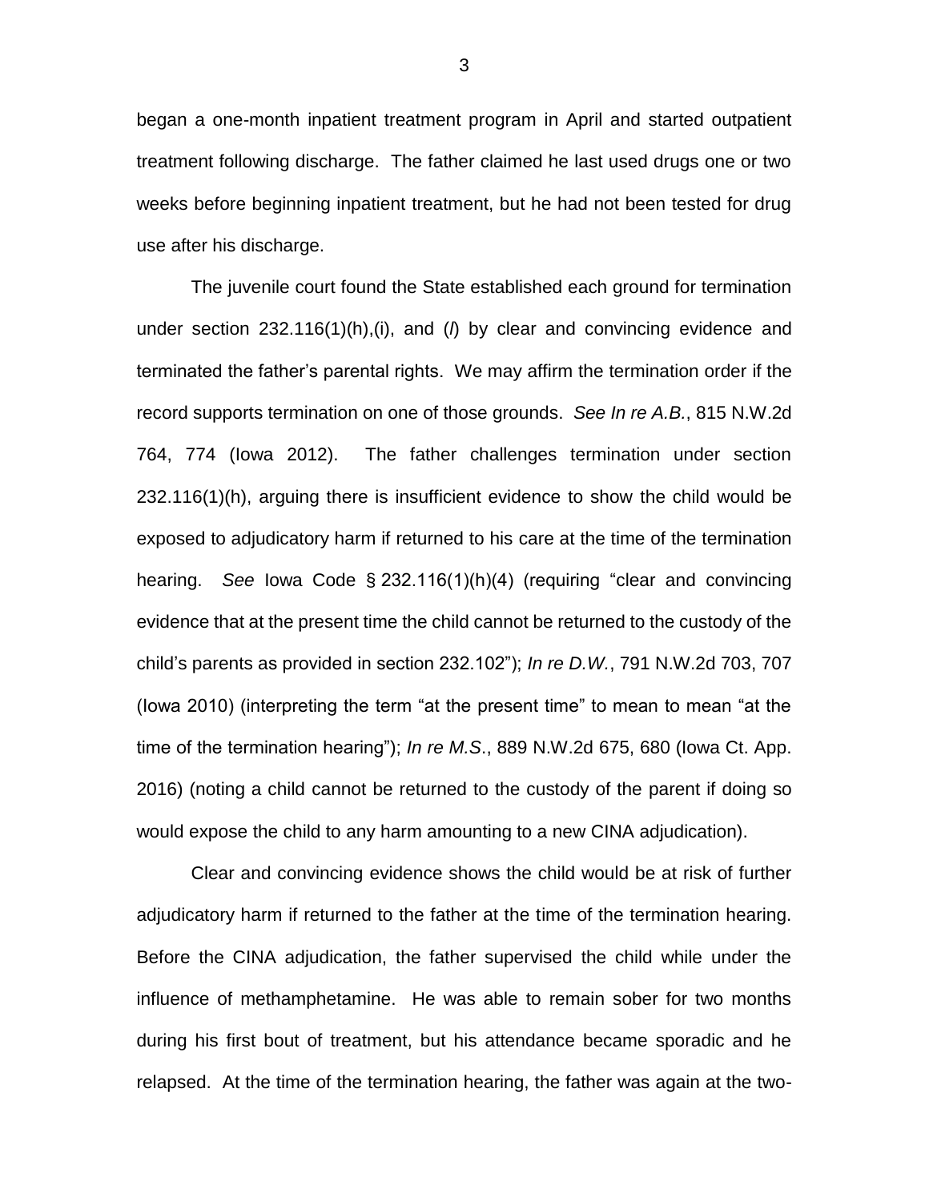began a one-month inpatient treatment program in April and started outpatient treatment following discharge. The father claimed he last used drugs one or two weeks before beginning inpatient treatment, but he had not been tested for drug use after his discharge.

The juvenile court found the State established each ground for termination under section 232.116(1)(h),(i), and (*l*) by clear and convincing evidence and terminated the father's parental rights. We may affirm the termination order if the record supports termination on one of those grounds. *See In re A.B.*, 815 N.W.2d 764, 774 (Iowa 2012). The father challenges termination under section 232.116(1)(h), arguing there is insufficient evidence to show the child would be exposed to adjudicatory harm if returned to his care at the time of the termination hearing. *See* Iowa Code § 232.116(1)(h)(4) (requiring "clear and convincing evidence that at the present time the child cannot be returned to the custody of the child's parents as provided in section 232.102"); *In re D.W.*, 791 N.W.2d 703, 707 (Iowa 2010) (interpreting the term "at the present time" to mean to mean "at the time of the termination hearing"); *In re M.S.*, 889 N.W.2d 675, 680 (Iowa Ct. App. 2016) (noting a child cannot be returned to the custody of the parent if doing so would expose the child to any harm amounting to a new CINA adjudication).

Clear and convincing evidence shows the child would be at risk of further adjudicatory harm if returned to the father at the time of the termination hearing. Before the CINA adjudication, the father supervised the child while under the influence of methamphetamine. He was able to remain sober for two months during his first bout of treatment, but his attendance became sporadic and he relapsed. At the time of the termination hearing, the father was again at the two-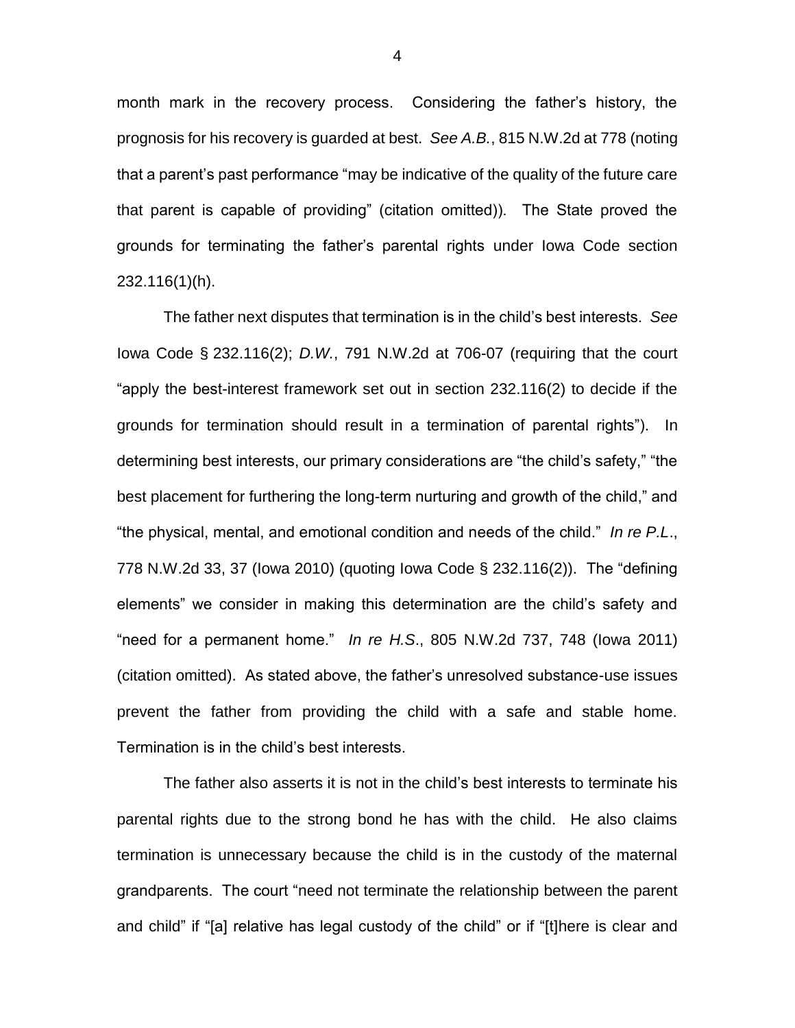month mark in the recovery process. Considering the father's history, the prognosis for his recovery is guarded at best. *See A.B.*, 815 N.W.2d at 778 (noting that a parent's past performance "may be indicative of the quality of the future care that parent is capable of providing" (citation omitted)). The State proved the grounds for terminating the father's parental rights under Iowa Code section 232.116(1)(h).

The father next disputes that termination is in the child's best interests. *See* Iowa Code § 232.116(2); *D.W.*, 791 N.W.2d at 706-07 (requiring that the court "apply the best-interest framework set out in section 232.116(2) to decide if the grounds for termination should result in a termination of parental rights"). In determining best interests, our primary considerations are "the child's safety," "the best placement for furthering the long-term nurturing and growth of the child," and "the physical, mental, and emotional condition and needs of the child." *In re P.L.*, 778 N.W.2d 33, 37 (Iowa 2010) (quoting Iowa Code § 232.116(2)). The "defining elements" we consider in making this determination are the child's safety and "need for a permanent home." *In re H.S.*, 805 N.W.2d 737, 748 (Iowa 2011) (citation omitted). As stated above, the father's unresolved substance-use issues prevent the father from providing the child with a safe and stable home. Termination is in the child's best interests.

The father also asserts it is not in the child's best interests to terminate his parental rights due to the strong bond he has with the child. He also claims termination is unnecessary because the child is in the custody of the maternal grandparents. The court "need not terminate the relationship between the parent and child" if "[a] relative has legal custody of the child" or if "[t]here is clear and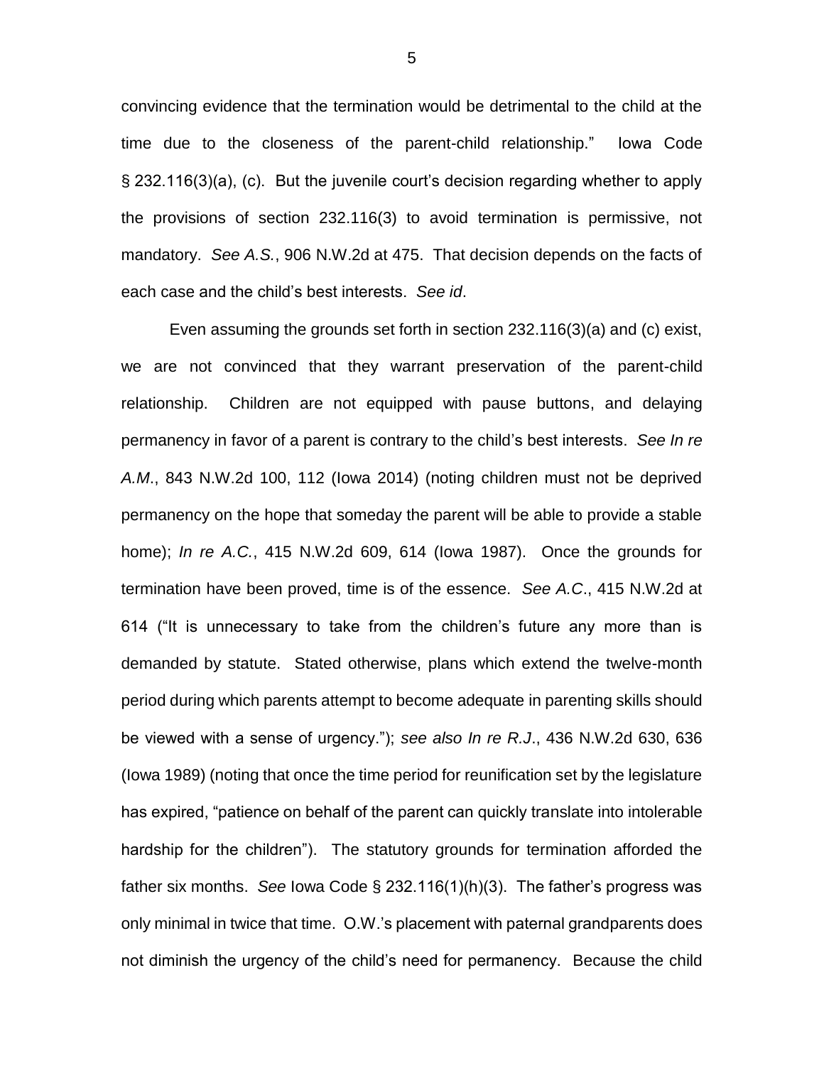convincing evidence that the termination would be detrimental to the child at the time due to the closeness of the parent-child relationship." Iowa Code § 232.116(3)(a), (c). But the juvenile court's decision regarding whether to apply the provisions of section 232.116(3) to avoid termination is permissive, not mandatory. *See A.S.*, 906 N.W.2d at 475. That decision depends on the facts of each case and the child's best interests. *See id*.

Even assuming the grounds set forth in section 232.116(3)(a) and (c) exist, we are not convinced that they warrant preservation of the parent-child relationship. Children are not equipped with pause buttons, and delaying permanency in favor of a parent is contrary to the child's best interests. *See In re A.M.*, 843 N.W.2d 100, 112 (Iowa 2014) (noting children must not be deprived permanency on the hope that someday the parent will be able to provide a stable home); *In re A.C.*, 415 N.W.2d 609, 614 (Iowa 1987). Once the grounds for termination have been proved, time is of the essence. *See A.C*., 415 N.W.2d at 614 ("It is unnecessary to take from the children's future any more than is demanded by statute. Stated otherwise, plans which extend the twelve-month period during which parents attempt to become adequate in parenting skills should be viewed with a sense of urgency."); *see also In re R.J*., 436 N.W.2d 630, 636 (Iowa 1989) (noting that once the time period for reunification set by the legislature has expired, "patience on behalf of the parent can quickly translate into intolerable hardship for the children"). The statutory grounds for termination afforded the father six months. *See* Iowa Code § 232.116(1)(h)(3). The father's progress was only minimal in twice that time. O.W.'s placement with paternal grandparents does not diminish the urgency of the child's need for permanency. Because the child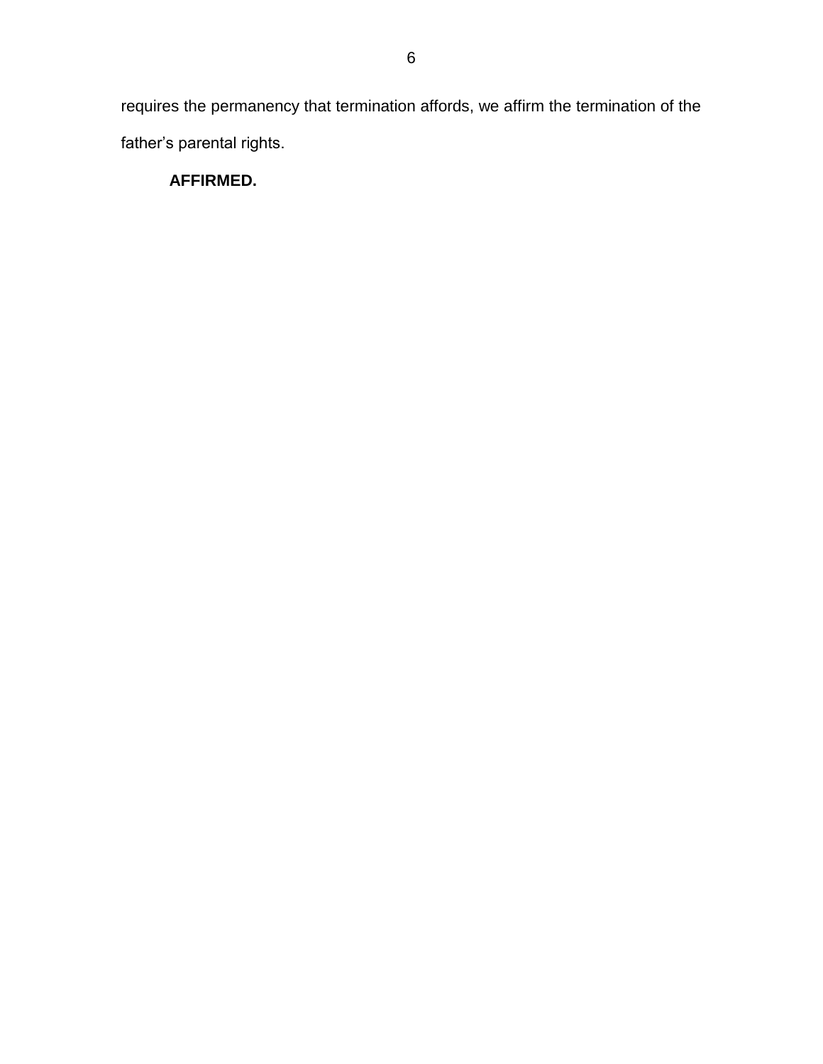requires the permanency that termination affords, we affirm the termination of the father's parental rights.

**AFFIRMED.**